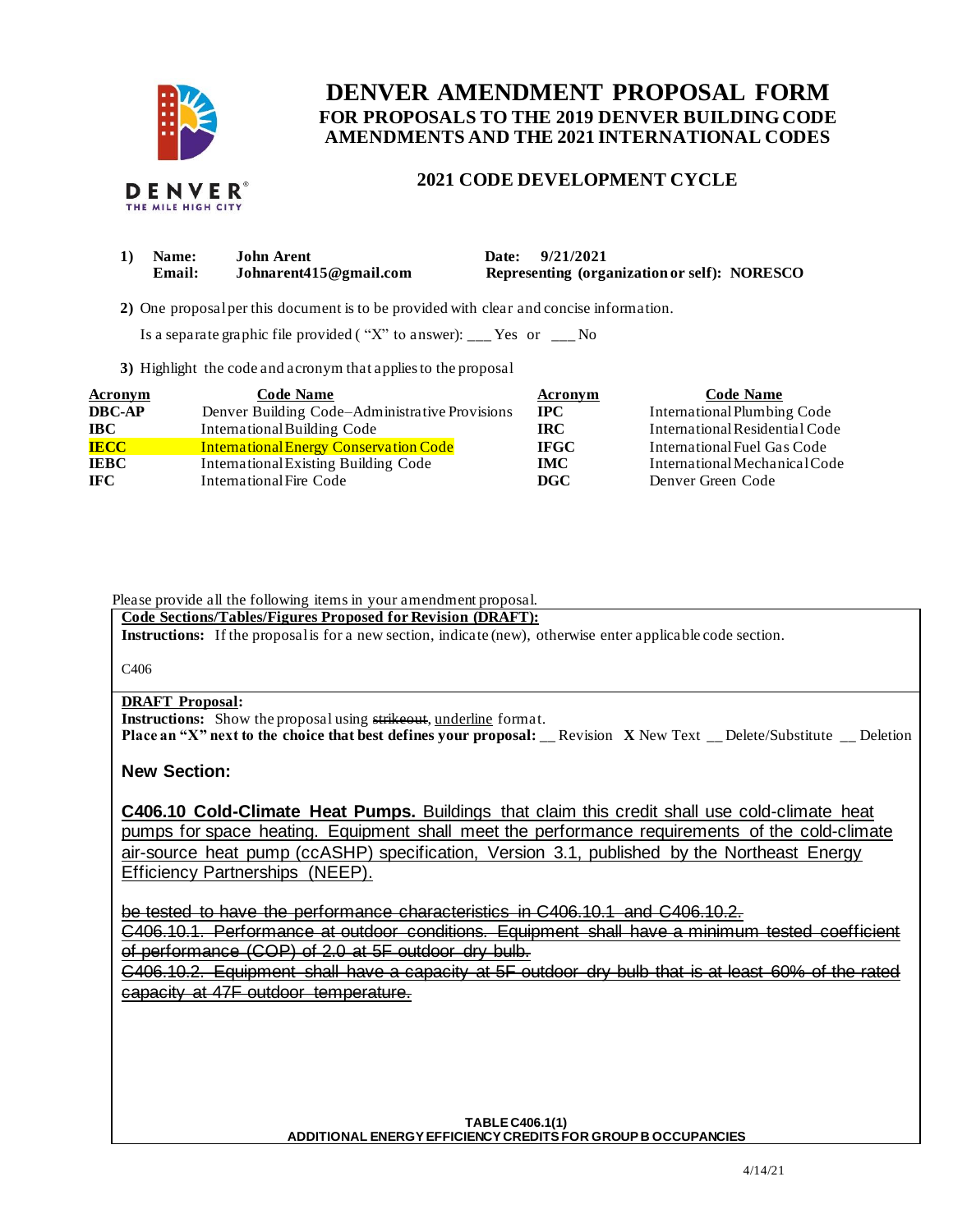# DENVER AMENDMENT PROPOSAL FORM

## FOR PROPOSALS TO THE 2019 DENVER BUILDING CODE AMENDMENTS AND THE 2021 INTERNATIONAL CODES

### 2021 CODE DEVELOPMENT CYCLE

**1) Name:** John Arent  **Date:** 9/21/2021
**Email:** Johnarent415@gmail.com  **Representing (organization or self):** NORESCO

**2)** One proposal per this document is to be provided with clear and concise information.

Is a separate graphic file provided ( "X" to answer): ___ Yes or ___ No

**3)** Highlight the code and acronym that applies to the proposal

| Acronym | Code Name | Acronym | Code Name |
|---|---|---|---|
| DBC-AP | Denver Building Code–Administrative Provisions | IPC | International Plumbing Code |
| IBC | International Building Code | IRC | International Residential Code |
| **IECC** | **International Energy Conservation Code** | IFGC | International Fuel Gas Code |
| IEBC | International Existing Building Code | IMC | International Mechanical Code |
| IFC | International Fire Code | DGC | Denver Green Code |

Please provide all the following items in your amendment proposal.

**Code Sections/Tables/Figures Proposed for Revision (DRAFT):**

**Instructions:** If the proposal is for a new section, indicate (new), otherwise enter applicable code section.

C406

**DRAFT Proposal:**

**Instructions:** Show the proposal using ~~strikeout~~, underline format.

**Place an "X" next to the choice that best defines your proposal:** __ Revision **X** New Text __ Delete/Substitute __ Deletion

**New Section:**

<u>**C406.10 Cold-Climate Heat Pumps.** Buildings that claim this credit shall use cold-climate heat pumps for space heating. Equipment shall meet the performance requirements of the cold-climate air-source heat pump (ccASHP) specification, Version 3.1, published by the Northeast Energy Efficiency Partnerships (NEEP).</u>

~~be tested to have the performance characteristics in C406.10.1 and C406.10.2.~~

~~C406.10.1. Performance at outdoor conditions. Equipment shall have a minimum tested coefficient of performance (COP) of 2.0 at 5F outdoor dry bulb.~~

~~C406.10.2. Equipment shall have a capacity at 5F outdoor dry bulb that is at least 60% of the rated capacity at 47F outdoor temperature.~~

**TABLE C406.1(1)**
**ADDITIONAL ENERGY EFFICIENCY CREDITS FOR GROUP B OCCUPANCIES**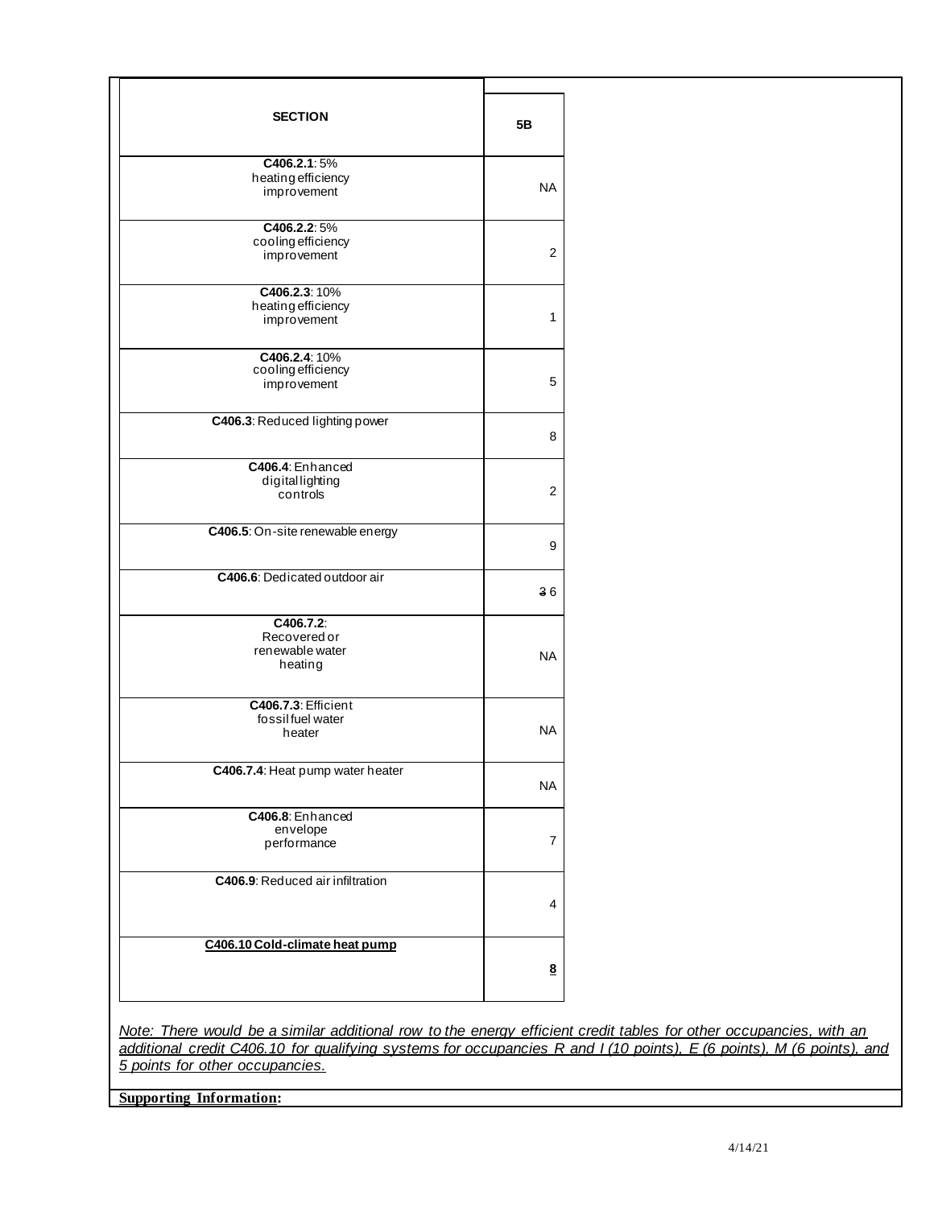| SECTION | 5B |
|---|---|
| **C406.2.1**: 5% heating efficiency improvement | NA |
| **C406.2.2**: 5% cooling efficiency improvement | 2 |
| **C406.2.3**: 10% heating efficiency improvement | 1 |
| **C406.2.4**: 10% cooling efficiency improvement | 5 |
| **C406.3**: Reduced lighting power | 8 |
| **C406.4**: Enhanced digital lighting controls | 2 |
| **C406.5**: On-site renewable energy | 9 |
| **C406.6**: Dedicated outdoor air | ~~3~~ 6 |
| **C406.7.2**: Recovered or renewable water heating | NA |
| **C406.7.3**: Efficient fossil fuel water heater | NA |
| **C406.7.4**: Heat pump water heater | NA |
| **C406.8**: Enhanced envelope performance | 7 |
| **C406.9**: Reduced air infiltration | 4 |
| **C406.10 Cold-climate heat pump** | **8** |

*Note: There would be a similar additional row to the energy efficient credit tables for other occupancies, with an additional credit C406.10 for qualifying systems for occupancies R and I (10 points), E (6 points), M (6 points), and 5 points for other occupancies.*

**Supporting Information:**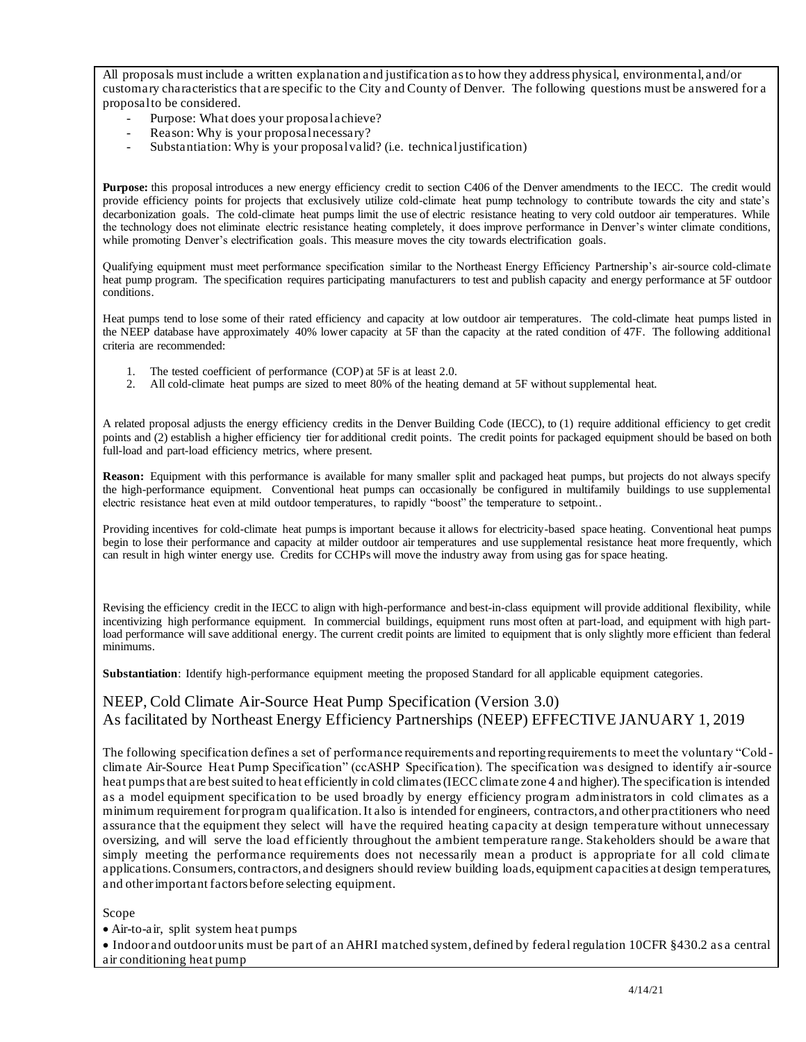All proposals must include a written explanation and justification as to how they address physical, environmental, and/or customary characteristics that are specific to the City and County of Denver. The following questions must be answered for a proposal to be considered.

- Purpose: What does your proposal achieve?
- Reason: Why is your proposal necessary?
- Substantiation: Why is your proposal valid? (i.e. technical justification)

**Purpose:** this proposal introduces a new energy efficiency credit to section C406 of the Denver amendments to the IECC. The credit would provide efficiency points for projects that exclusively utilize cold-climate heat pump technology to contribute towards the city and state's decarbonization goals. The cold-climate heat pumps limit the use of electric resistance heating to very cold outdoor air temperatures. While the technology does not eliminate electric resistance heating completely, it does improve performance in Denver's winter climate conditions, while promoting Denver's electrification goals. This measure moves the city towards electrification goals.

Qualifying equipment must meet performance specification similar to the Northeast Energy Efficiency Partnership's air-source cold-climate heat pump program. The specification requires participating manufacturers to test and publish capacity and energy performance at 5F outdoor conditions.

Heat pumps tend to lose some of their rated efficiency and capacity at low outdoor air temperatures. The cold-climate heat pumps listed in the NEEP database have approximately 40% lower capacity at 5F than the capacity at the rated condition of 47F. The following additional criteria are recommended:

1. The tested coefficient of performance (COP) at 5F is at least 2.0.
2. All cold-climate heat pumps are sized to meet 80% of the heating demand at 5F without supplemental heat.

A related proposal adjusts the energy efficiency credits in the Denver Building Code (IECC), to (1) require additional efficiency to get credit points and (2) establish a higher efficiency tier for additional credit points. The credit points for packaged equipment should be based on both full-load and part-load efficiency metrics, where present.

**Reason:** Equipment with this performance is available for many smaller split and packaged heat pumps, but projects do not always specify the high-performance equipment. Conventional heat pumps can occasionally be configured in multifamily buildings to use supplemental electric resistance heat even at mild outdoor temperatures, to rapidly "boost" the temperature to setpoint..

Providing incentives for cold-climate heat pumps is important because it allows for electricity-based space heating. Conventional heat pumps begin to lose their performance and capacity at milder outdoor air temperatures and use supplemental resistance heat more frequently, which can result in high winter energy use. Credits for CCHPs will move the industry away from using gas for space heating.

Revising the efficiency credit in the IECC to align with high-performance and best-in-class equipment will provide additional flexibility, while incentivizing high performance equipment. In commercial buildings, equipment runs most often at part-load, and equipment with high part-load performance will save additional energy. The current credit points are limited to equipment that is only slightly more efficient than federal minimums.

**Substantiation**: Identify high-performance equipment meeting the proposed Standard for all applicable equipment categories.

## NEEP, Cold Climate Air-Source Heat Pump Specification (Version 3.0)
## As facilitated by Northeast Energy Efficiency Partnerships (NEEP) EFFECTIVE JANUARY 1, 2019

The following specification defines a set of performance requirements and reporting requirements to meet the voluntary "Cold-climate Air-Source Heat Pump Specification" (ccASHP Specification). The specification was designed to identify air-source heat pumps that are best suited to heat efficiently in cold climates (IECC climate zone 4 and higher). The specification is intended as a model equipment specification to be used broadly by energy efficiency program administrators in cold climates as a minimum requirement for program qualification. It also is intended for engineers, contractors, and other practitioners who need assurance that the equipment they select will have the required heating capacity at design temperature without unnecessary oversizing, and will serve the load efficiently throughout the ambient temperature range. Stakeholders should be aware that simply meeting the performance requirements does not necessarily mean a product is appropriate for all cold climate applications. Consumers, contractors, and designers should review building loads, equipment capacities at design temperatures, and other important factors before selecting equipment.

Scope

- Air-to-air, split system heat pumps
- Indoor and outdoor units must be part of an AHRI matched system, defined by federal regulation 10CFR §430.2 as a central air conditioning heat pump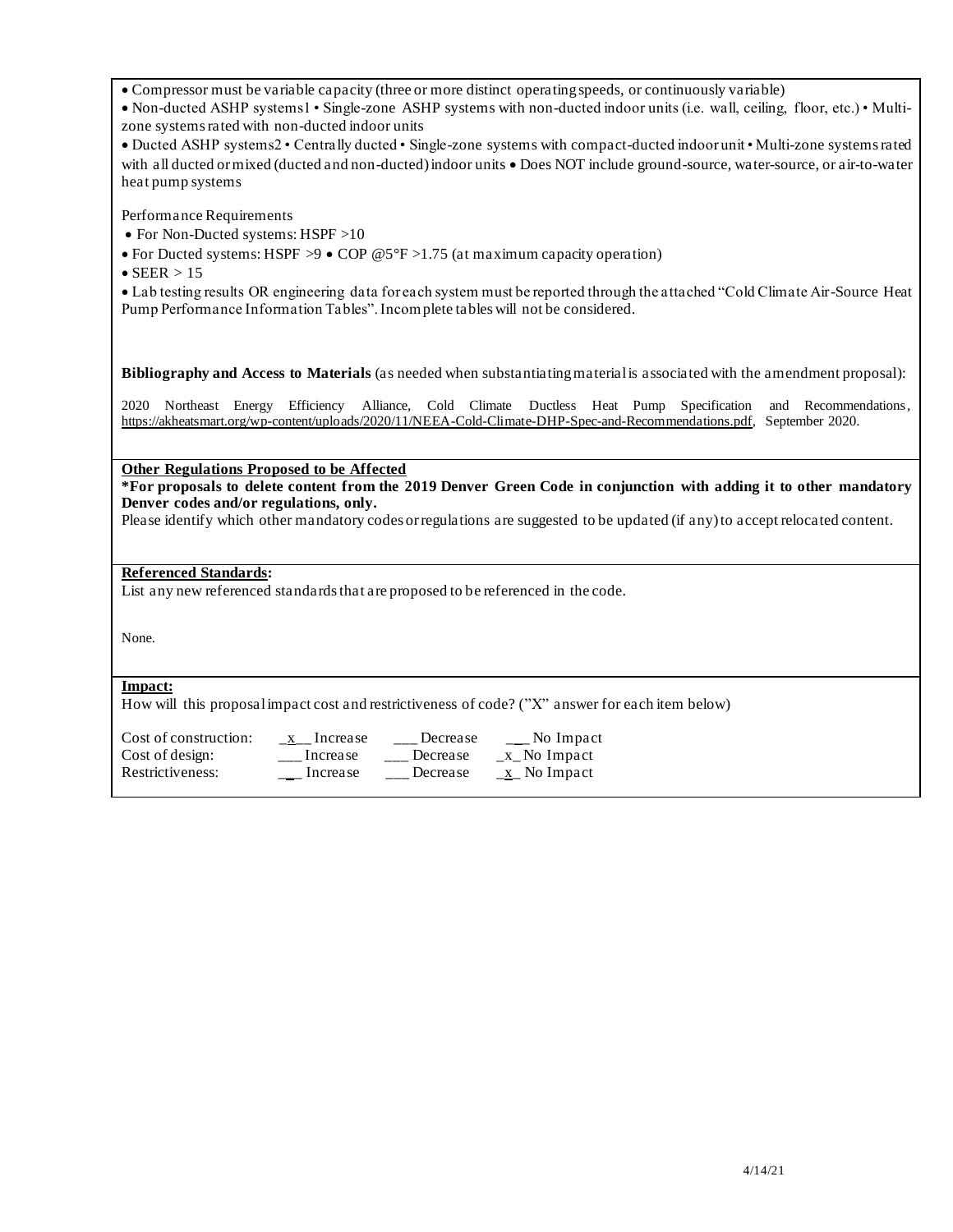- Compressor must be variable capacity (three or more distinct operating speeds, or continuously variable)
- Non-ducted ASHP systems1 • Single-zone ASHP systems with non-ducted indoor units (i.e. wall, ceiling, floor, etc.) • Multi-zone systems rated with non-ducted indoor units
- Ducted ASHP systems2 • Centrally ducted • Single-zone systems with compact-ducted indoor unit • Multi-zone systems rated with all ducted or mixed (ducted and non-ducted) indoor units • Does NOT include ground-source, water-source, or air-to-water heat pump systems

Performance Requirements

- For Non-Ducted systems: HSPF >10
- For Ducted systems: HSPF >9 • COP @5°F >1.75 (at maximum capacity operation)
- SEER > 15
- Lab testing results OR engineering data for each system must be reported through the attached "Cold Climate Air-Source Heat Pump Performance Information Tables". Incomplete tables will not be considered.

**Bibliography and Access to Materials** (as needed when substantiating material is associated with the amendment proposal):

2020 Northeast Energy Efficiency Alliance, Cold Climate Ductless Heat Pump Specification and Recommendations, https://akheatsmart.org/wp-content/uploads/2020/11/NEEA-Cold-Climate-DHP-Spec-and-Recommendations.pdf, September 2020.

**Other Regulations Proposed to be Affected**

**\*For proposals to delete content from the 2019 Denver Green Code in conjunction with adding it to other mandatory Denver codes and/or regulations, only.**

Please identify which other mandatory codes or regulations are suggested to be updated (if any) to accept relocated content.

**Referenced Standards:**

List any new referenced standards that are proposed to be referenced in the code.

None.

**Impact:**

How will this proposal impact cost and restrictiveness of code? ("X" answer for each item below)

| | | | |
|---|---|---|---|
| Cost of construction: | \_x\_\_ Increase | \_\_\_ Decrease | \_\_\_ No Impact |
| Cost of design: | \_\_\_ Increase | \_\_\_ Decrease | \_x\_ No Impact |
| Restrictiveness: | \_\_\_ Increase | \_\_\_ Decrease | \_x\_ No Impact |